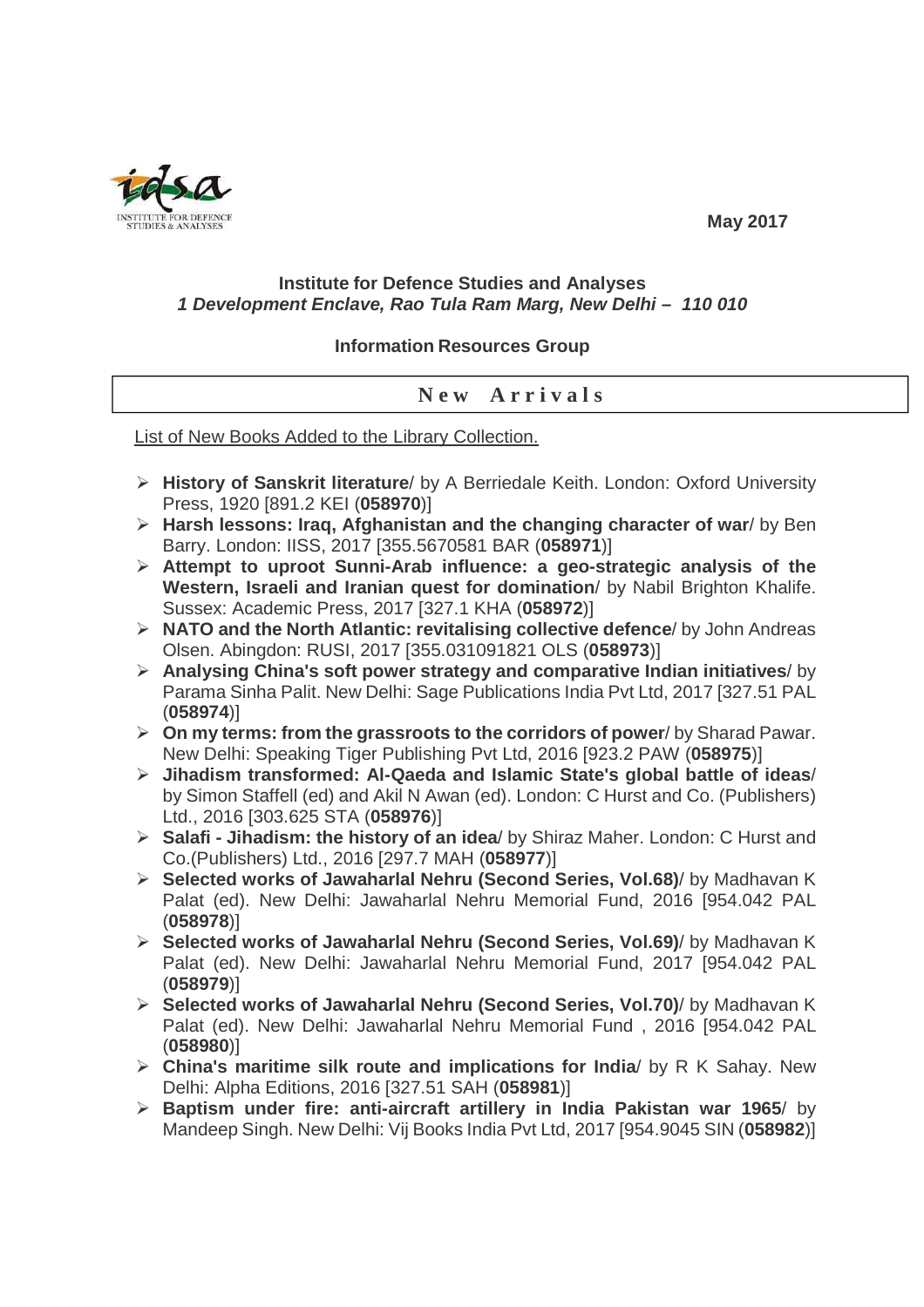May 2017

**Institute for Defence Studies and Analyses**
***1 Development Enclave, Rao Tula Ram Marg, New Delhi – 110 010***

**Information Resources Group**

## New Arrivals

List of New Books Added to the Library Collection.

- **History of Sanskrit literature**/ by A Berriedale Keith. London: Oxford University Press, 1920 [891.2 KEI (**058970**)]
- **Harsh lessons: Iraq, Afghanistan and the changing character of war**/ by Ben Barry. London: IISS, 2017 [355.5670581 BAR (**058971**)]
- **Attempt to uproot Sunni-Arab influence: a geo-strategic analysis of the Western, Israeli and Iranian quest for domination**/ by Nabil Brighton Khalife. Sussex: Academic Press, 2017 [327.1 KHA (**058972**)]
- **NATO and the North Atlantic: revitalising collective defence**/ by John Andreas Olsen. Abingdon: RUSI, 2017 [355.031091821 OLS (**058973**)]
- **Analysing China's soft power strategy and comparative Indian initiatives**/ by Parama Sinha Palit. New Delhi: Sage Publications India Pvt Ltd, 2017 [327.51 PAL (**058974**)]
- **On my terms: from the grassroots to the corridors of power**/ by Sharad Pawar. New Delhi: Speaking Tiger Publishing Pvt Ltd, 2016 [923.2 PAW (**058975**)]
- **Jihadism transformed: Al-Qaeda and Islamic State's global battle of ideas**/ by Simon Staffell (ed) and Akil N Awan (ed). London: C Hurst and Co. (Publishers) Ltd., 2016 [303.625 STA (**058976**)]
- **Salafi - Jihadism: the history of an idea**/ by Shiraz Maher. London: C Hurst and Co.(Publishers) Ltd., 2016 [297.7 MAH (**058977**)]
- **Selected works of Jawaharlal Nehru (Second Series, Vol.68)**/ by Madhavan K Palat (ed). New Delhi: Jawaharlal Nehru Memorial Fund, 2016 [954.042 PAL (**058978**)]
- **Selected works of Jawaharlal Nehru (Second Series, Vol.69)**/ by Madhavan K Palat (ed). New Delhi: Jawaharlal Nehru Memorial Fund, 2017 [954.042 PAL (**058979**)]
- **Selected works of Jawaharlal Nehru (Second Series, Vol.70)**/ by Madhavan K Palat (ed). New Delhi: Jawaharlal Nehru Memorial Fund , 2016 [954.042 PAL (**058980**)]
- **China's maritime silk route and implications for India**/ by R K Sahay. New Delhi: Alpha Editions, 2016 [327.51 SAH (**058981**)]
- **Baptism under fire: anti-aircraft artillery in India Pakistan war 1965**/ by Mandeep Singh. New Delhi: Vij Books India Pvt Ltd, 2017 [954.9045 SIN (**058982**)]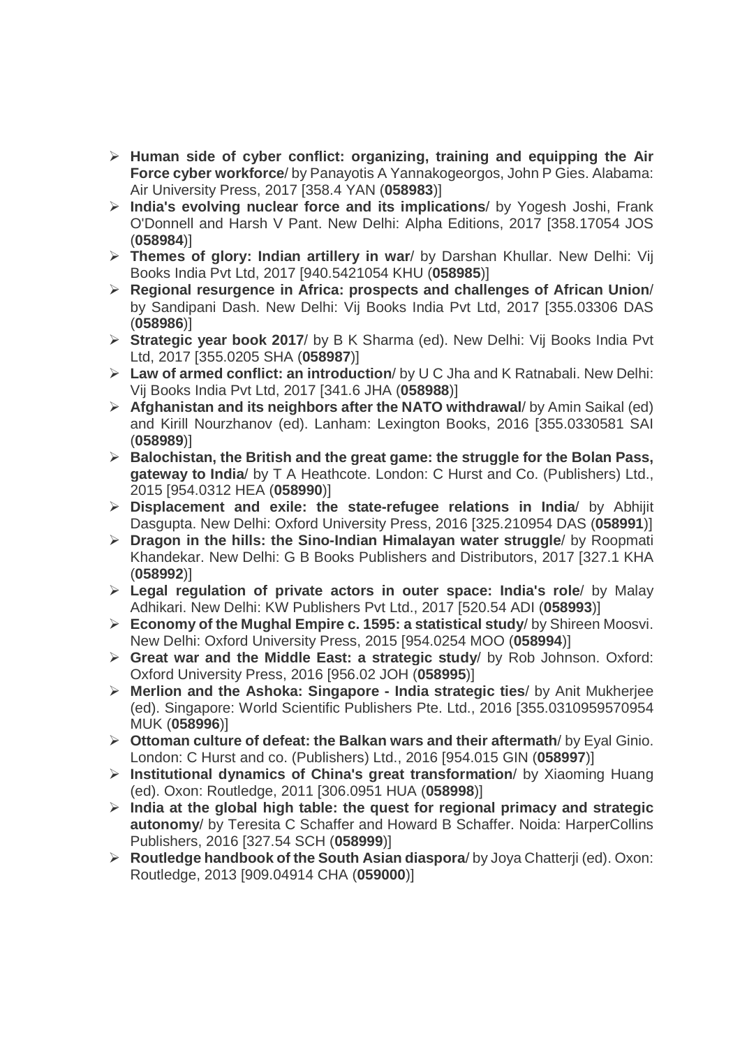- **Human side of cyber conflict: organizing, training and equipping the Air Force cyber workforce**/ by Panayotis A Yannakogeorgos, John P Gies. Alabama: Air University Press, 2017 [358.4 YAN (**058983**)]
- **India's evolving nuclear force and its implications**/ by Yogesh Joshi, Frank O'Donnell and Harsh V Pant. New Delhi: Alpha Editions, 2017 [358.17054 JOS (**058984**)]
- **Themes of glory: Indian artillery in war**/ by Darshan Khullar. New Delhi: Vij Books India Pvt Ltd, 2017 [940.5421054 KHU (**058985**)]
- **Regional resurgence in Africa: prospects and challenges of African Union**/ by Sandipani Dash. New Delhi: Vij Books India Pvt Ltd, 2017 [355.03306 DAS (**058986**)]
- **Strategic year book 2017**/ by B K Sharma (ed). New Delhi: Vij Books India Pvt Ltd, 2017 [355.0205 SHA (**058987**)]
- **Law of armed conflict: an introduction**/ by U C Jha and K Ratnabali. New Delhi: Vij Books India Pvt Ltd, 2017 [341.6 JHA (**058988**)]
- **Afghanistan and its neighbors after the NATO withdrawal**/ by Amin Saikal (ed) and Kirill Nourzhanov (ed). Lanham: Lexington Books, 2016 [355.0330581 SAI (**058989**)]
- **Balochistan, the British and the great game: the struggle for the Bolan Pass, gateway to India**/ by T A Heathcote. London: C Hurst and Co. (Publishers) Ltd., 2015 [954.0312 HEA (**058990**)]
- **Displacement and exile: the state-refugee relations in India**/ by Abhijit Dasgupta. New Delhi: Oxford University Press, 2016 [325.210954 DAS (**058991**)]
- **Dragon in the hills: the Sino-Indian Himalayan water struggle**/ by Roopmati Khandekar. New Delhi: G B Books Publishers and Distributors, 2017 [327.1 KHA (**058992**)]
- **Legal regulation of private actors in outer space: India's role**/ by Malay Adhikari. New Delhi: KW Publishers Pvt Ltd., 2017 [520.54 ADI (**058993**)]
- **Economy of the Mughal Empire c. 1595: a statistical study**/ by Shireen Moosvi. New Delhi: Oxford University Press, 2015 [954.0254 MOO (**058994**)]
- **Great war and the Middle East: a strategic study**/ by Rob Johnson. Oxford: Oxford University Press, 2016 [956.02 JOH (**058995**)]
- **Merlion and the Ashoka: Singapore - India strategic ties**/ by Anit Mukherjee (ed). Singapore: World Scientific Publishers Pte. Ltd., 2016 [355.0310959570954 MUK (**058996**)]
- **Ottoman culture of defeat: the Balkan wars and their aftermath**/ by Eyal Ginio. London: C Hurst and co. (Publishers) Ltd., 2016 [954.015 GIN (**058997**)]
- **Institutional dynamics of China's great transformation**/ by Xiaoming Huang (ed). Oxon: Routledge, 2011 [306.0951 HUA (**058998**)]
- **India at the global high table: the quest for regional primacy and strategic autonomy**/ by Teresita C Schaffer and Howard B Schaffer. Noida: HarperCollins Publishers, 2016 [327.54 SCH (**058999**)]
- **Routledge handbook of the South Asian diaspora**/ by Joya Chatterji (ed). Oxon: Routledge, 2013 [909.04914 CHA (**059000**)]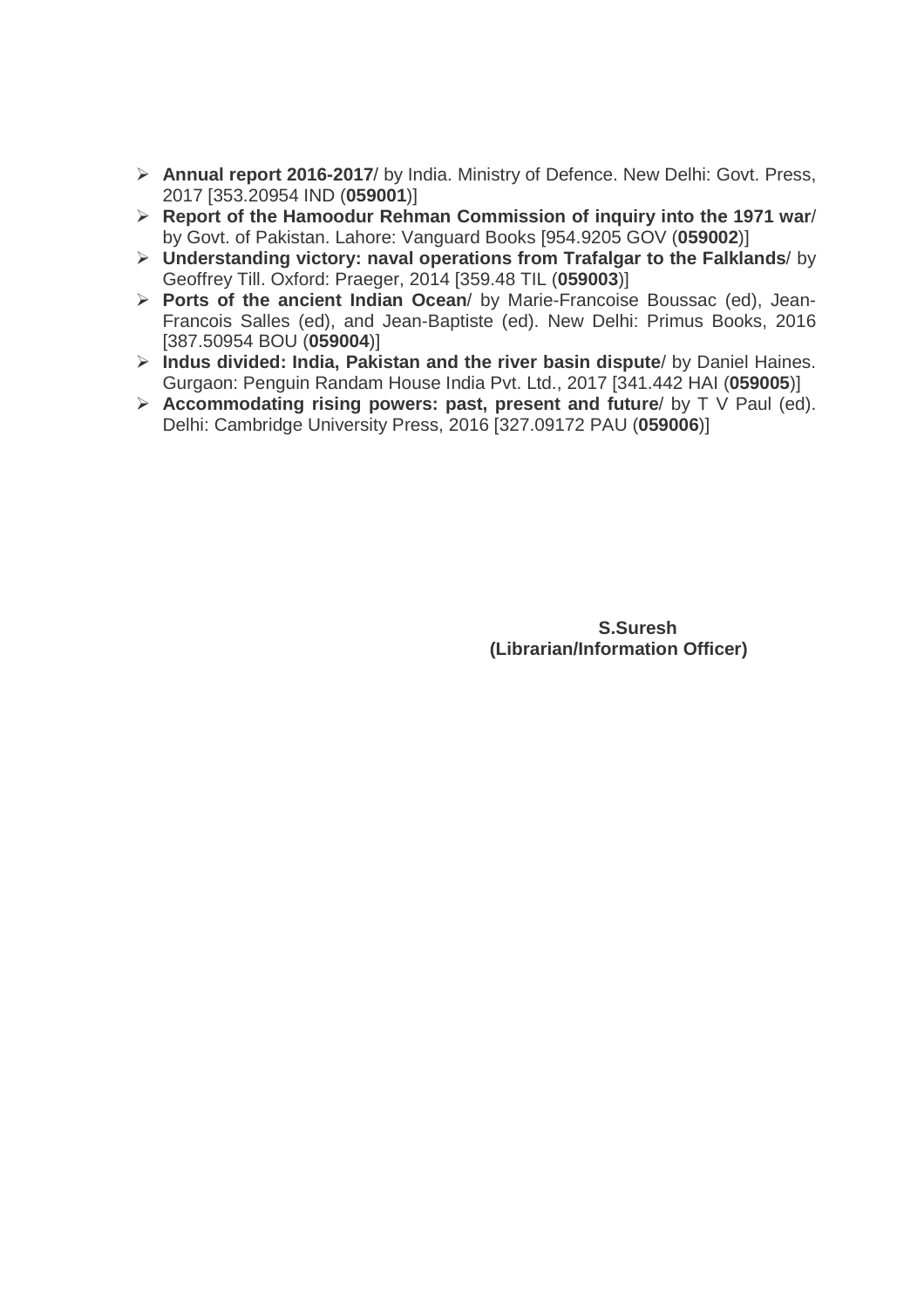- **Annual report 2016-2017**/ by India. Ministry of Defence. New Delhi: Govt. Press, 2017 [353.20954 IND (**059001**)]
- **Report of the Hamoodur Rehman Commission of inquiry into the 1971 war**/ by Govt. of Pakistan. Lahore: Vanguard Books [954.9205 GOV (**059002**)]
- **Understanding victory: naval operations from Trafalgar to the Falklands**/ by Geoffrey Till. Oxford: Praeger, 2014 [359.48 TIL (**059003**)]
- **Ports of the ancient Indian Ocean**/ by Marie-Francoise Boussac (ed), Jean-Francois Salles (ed), and Jean-Baptiste (ed). New Delhi: Primus Books, 2016 [387.50954 BOU (**059004**)]
- **Indus divided: India, Pakistan and the river basin dispute**/ by Daniel Haines. Gurgaon: Penguin Randam House India Pvt. Ltd., 2017 [341.442 HAI (**059005**)]
- **Accommodating rising powers: past, present and future**/ by T V Paul (ed). Delhi: Cambridge University Press, 2016 [327.09172 PAU (**059006**)]

**S.Suresh**
**(Librarian/Information Officer)**